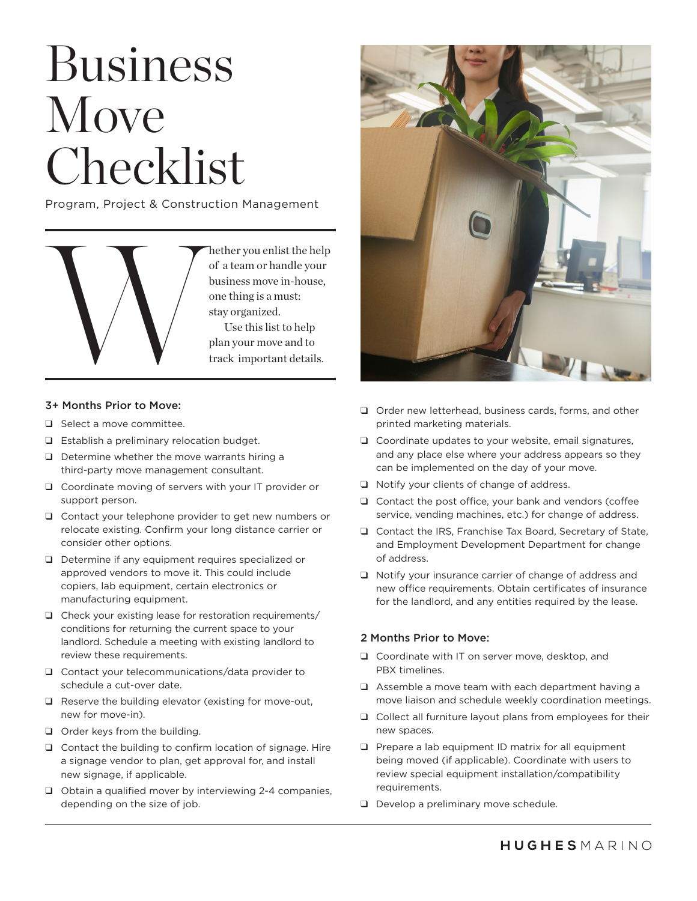# Business Move Checklist

Program, Project & Construction Management

Whether you enlist the help of a team or handle your business move in-house, one thing is a must: stay organized.

Use this list to help plan your move and to track important details.

### 3+ Months Prior to Move:

- ❑ Select a move committee.
- ❑ Establish a preliminary relocation budget.
- ❑ Determine whether the move warrants hiring a third-party move management consultant.
- ❑ Coordinate moving of servers with your IT provider or support person.
- ❑ Contact your telephone provider to get new numbers or relocate existing. Confirm your long distance carrier or consider other options.
- ❑ Determine if any equipment requires specialized or approved vendors to move it. This could include copiers, lab equipment, certain electronics or manufacturing equipment.
- ❑ Check your existing lease for restoration requirements/conditions for returning the current space to your landlord. Schedule a meeting with existing landlord to review these requirements.
- ❑ Contact your telecommunications/data provider to schedule a cut-over date.
- ❑ Reserve the building elevator (existing for move-out, new for move-in).
- ❑ Order keys from the building.
- ❑ Contact the building to confirm location of signage. Hire a signage vendor to plan, get approval for, and install new signage, if applicable.
- ❑ Obtain a qualified mover by interviewing 2-4 companies, depending on the size of job.
- ❑ Order new letterhead, business cards, forms, and other printed marketing materials.
- ❑ Coordinate updates to your website, email signatures, and any place else where your address appears so they can be implemented on the day of your move.
- ❑ Notify your clients of change of address.
- ❑ Contact the post office, your bank and vendors (coffee service, vending machines, etc.) for change of address.
- ❑ Contact the IRS, Franchise Tax Board, Secretary of State, and Employment Development Department for change of address.
- ❑ Notify your insurance carrier of change of address and new office requirements. Obtain certificates of insurance for the landlord, and any entities required by the lease.

### 2 Months Prior to Move:

- ❑ Coordinate with IT on server move, desktop, and PBX timelines.
- ❑ Assemble a move team with each department having a move liaison and schedule weekly coordination meetings.
- ❑ Collect all furniture layout plans from employees for their new spaces.
- ❑ Prepare a lab equipment ID matrix for all equipment being moved (if applicable). Coordinate with users to review special equipment installation/compatibility requirements.
- ❑ Develop a preliminary move schedule.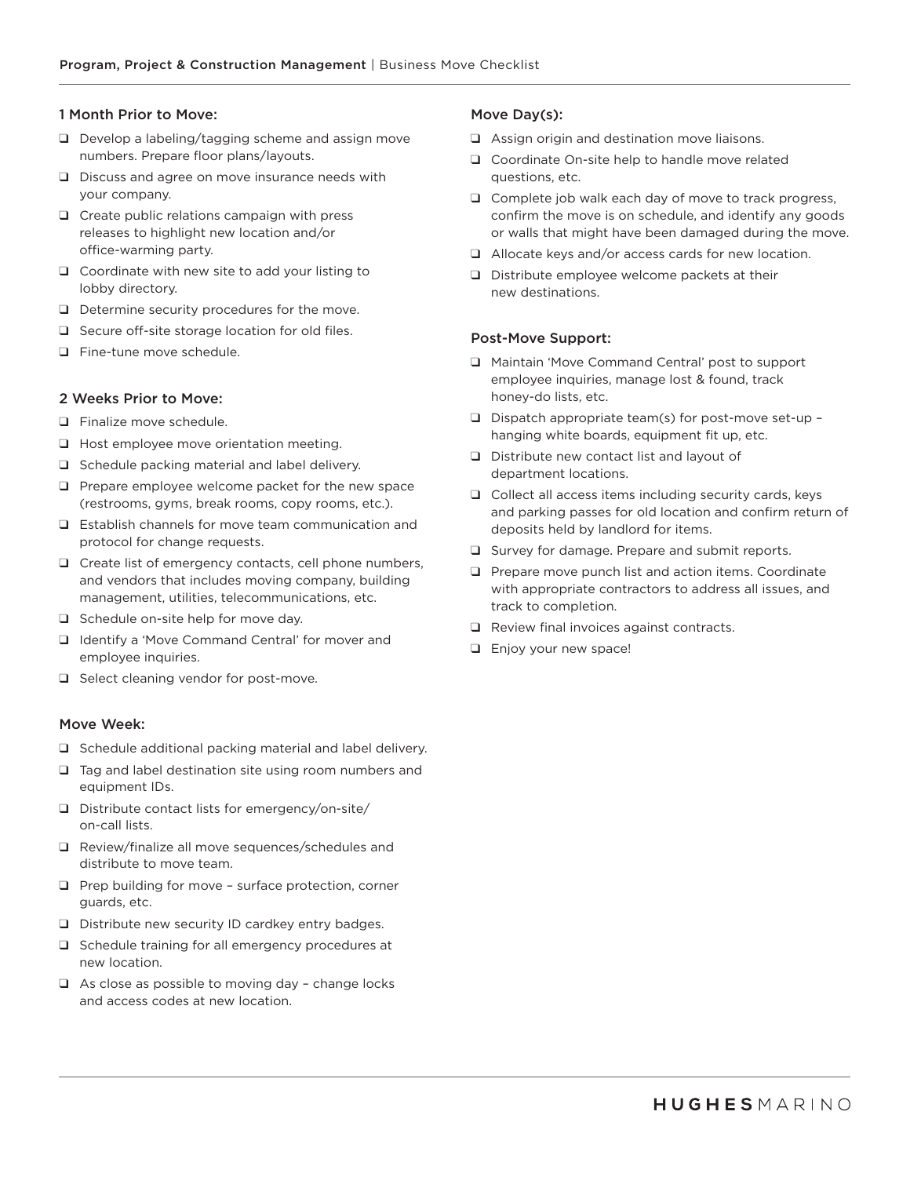## 1 Month Prior to Move:

- ❑ Develop a labeling/tagging scheme and assign move numbers. Prepare floor plans/layouts.
- ❑ Discuss and agree on move insurance needs with your company.
- ❑ Create public relations campaign with press releases to highlight new location and/or office-warming party.
- ❑ Coordinate with new site to add your listing to lobby directory.
- ❑ Determine security procedures for the move.
- ❑ Secure off-site storage location for old files.
- ❑ Fine-tune move schedule.

## 2 Weeks Prior to Move:

- ❑ Finalize move schedule.
- ❑ Host employee move orientation meeting.
- ❑ Schedule packing material and label delivery.
- ❑ Prepare employee welcome packet for the new space (restrooms, gyms, break rooms, copy rooms, etc.).
- ❑ Establish channels for move team communication and protocol for change requests.
- ❑ Create list of emergency contacts, cell phone numbers, and vendors that includes moving company, building management, utilities, telecommunications, etc.
- ❑ Schedule on-site help for move day.
- ❑ Identify a 'Move Command Central' for mover and employee inquiries.
- ❑ Select cleaning vendor for post-move.

## Move Week:

- ❑ Schedule additional packing material and label delivery.
- ❑ Tag and label destination site using room numbers and equipment IDs.
- ❑ Distribute contact lists for emergency/on-site/on-call lists.
- ❑ Review/finalize all move sequences/schedules and distribute to move team.
- ❑ Prep building for move – surface protection, corner guards, etc.
- ❑ Distribute new security ID cardkey entry badges.
- ❑ Schedule training for all emergency procedures at new location.
- ❑ As close as possible to moving day – change locks and access codes at new location.

## Move Day(s):

- ❑ Assign origin and destination move liaisons.
- ❑ Coordinate On-site help to handle move related questions, etc.
- ❑ Complete job walk each day of move to track progress, confirm the move is on schedule, and identify any goods or walls that might have been damaged during the move.
- ❑ Allocate keys and/or access cards for new location.
- ❑ Distribute employee welcome packets at their new destinations.

## Post-Move Support:

- ❑ Maintain 'Move Command Central' post to support employee inquiries, manage lost & found, track honey-do lists, etc.
- ❑ Dispatch appropriate team(s) for post-move set-up – hanging white boards, equipment fit up, etc.
- ❑ Distribute new contact list and layout of department locations.
- ❑ Collect all access items including security cards, keys and parking passes for old location and confirm return of deposits held by landlord for items.
- ❑ Survey for damage. Prepare and submit reports.
- ❑ Prepare move punch list and action items. Coordinate with appropriate contractors to address all issues, and track to completion.
- ❑ Review final invoices against contracts.
- ❑ Enjoy your new space!